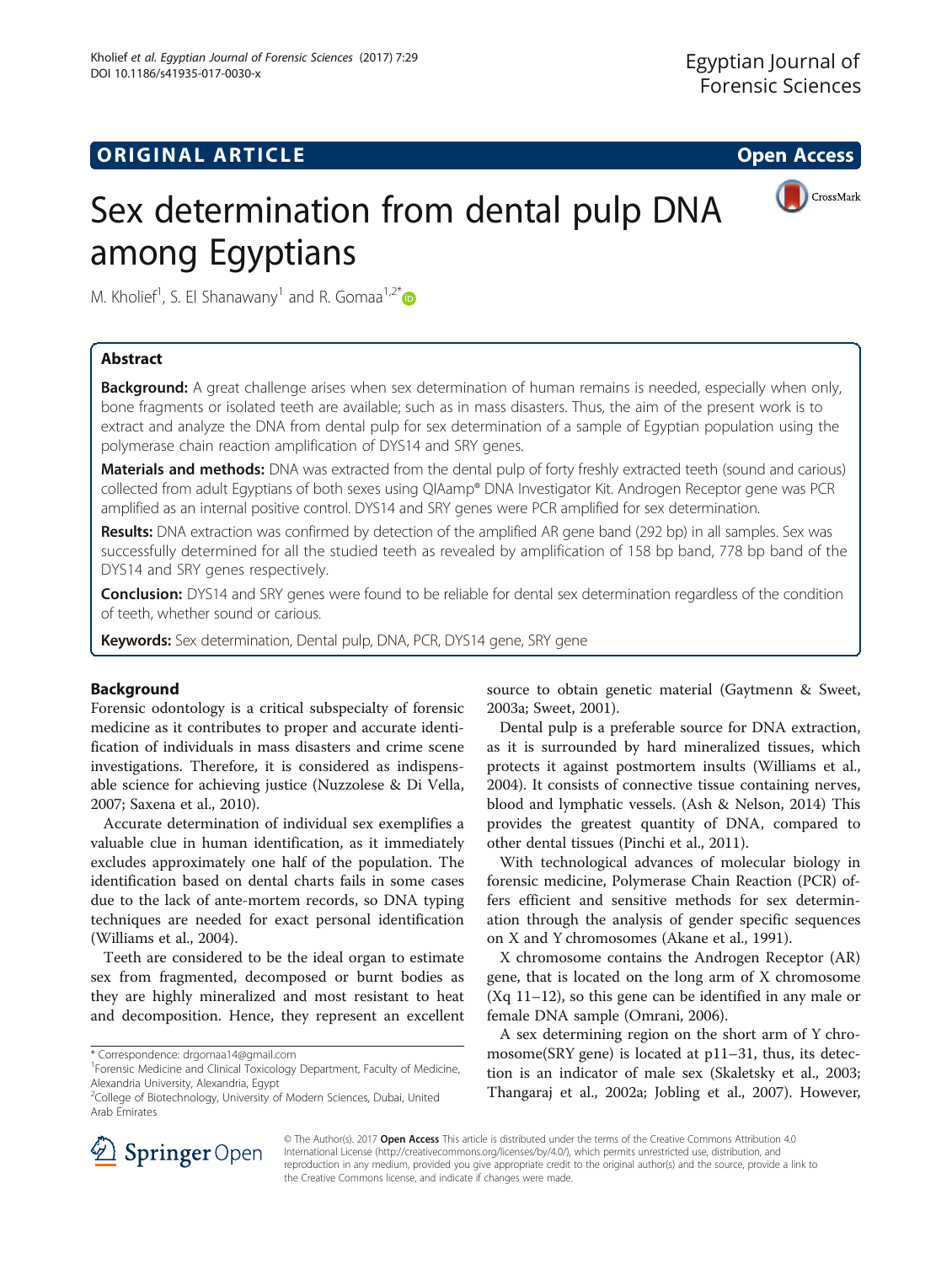**ORIGINAL ARTICLE** **Open Access**

# Sex determination from dental pulp DNA among Egyptians

M. Kholief[1], S. El Shanawany[1] and R. Gomaa[1,2*]

## Abstract

**Background:** A great challenge arises when sex determination of human remains is needed, especially when only, bone fragments or isolated teeth are available; such as in mass disasters. Thus, the aim of the present work is to extract and analyze the DNA from dental pulp for sex determination of a sample of Egyptian population using the polymerase chain reaction amplification of DYS14 and SRY genes.

**Materials and methods:** DNA was extracted from the dental pulp of forty freshly extracted teeth (sound and carious) collected from adult Egyptians of both sexes using QIAamp® DNA Investigator Kit. Androgen Receptor gene was PCR amplified as an internal positive control. DYS14 and SRY genes were PCR amplified for sex determination.

**Results:** DNA extraction was confirmed by detection of the amplified AR gene band (292 bp) in all samples. Sex was successfully determined for all the studied teeth as revealed by amplification of 158 bp band, 778 bp band of the DYS14 and SRY genes respectively.

**Conclusion:** DYS14 and SRY genes were found to be reliable for dental sex determination regardless of the condition of teeth, whether sound or carious.

**Keywords:** Sex determination, Dental pulp, DNA, PCR, DYS14 gene, SRY gene

## Background

Forensic odontology is a critical subspecialty of forensic medicine as it contributes to proper and accurate identification of individuals in mass disasters and crime scene investigations. Therefore, it is considered as indispensable science for achieving justice (Nuzzolese & Di Vella, 2007; Saxena et al., 2010).

Accurate determination of individual sex exemplifies a valuable clue in human identification, as it immediately excludes approximately one half of the population. The identification based on dental charts fails in some cases due to the lack of ante-mortem records, so DNA typing techniques are needed for exact personal identification (Williams et al., 2004).

Teeth are considered to be the ideal organ to estimate sex from fragmented, decomposed or burnt bodies as they are highly mineralized and most resistant to heat and decomposition. Hence, they represent an excellent source to obtain genetic material (Gaytmenn & Sweet, 2003a; Sweet, 2001).

Dental pulp is a preferable source for DNA extraction, as it is surrounded by hard mineralized tissues, which protects it against postmortem insults (Williams et al., 2004). It consists of connective tissue containing nerves, blood and lymphatic vessels. (Ash & Nelson, 2014) This provides the greatest quantity of DNA, compared to other dental tissues (Pinchi et al., 2011).

With technological advances of molecular biology in forensic medicine, Polymerase Chain Reaction (PCR) offers efficient and sensitive methods for sex determination through the analysis of gender specific sequences on X and Y chromosomes (Akane et al., 1991).

X chromosome contains the Androgen Receptor (AR) gene, that is located on the long arm of X chromosome (Xq 11–12), so this gene can be identified in any male or female DNA sample (Omrani, 2006).

A sex determining region on the short arm of Y chromosome(SRY gene) is located at p11–31, thus, its detection is an indicator of male sex (Skaletsky et al., 2003; Thangaraj et al., 2002a; Jobling et al., 2007). However,

* Correspondence: drgomaa14@gmail.com
[1]Forensic Medicine and Clinical Toxicology Department, Faculty of Medicine, Alexandria University, Alexandria, Egypt
[2]College of Biotechnology, University of Modern Sciences, Dubai, United Arab Emirates

© The Author(s). 2017 **Open Access** This article is distributed under the terms of the Creative Commons Attribution 4.0 International License (http://creativecommons.org/licenses/by/4.0/), which permits unrestricted use, distribution, and reproduction in any medium, provided you give appropriate credit to the original author(s) and the source, provide a link to the Creative Commons license, and indicate if changes were made.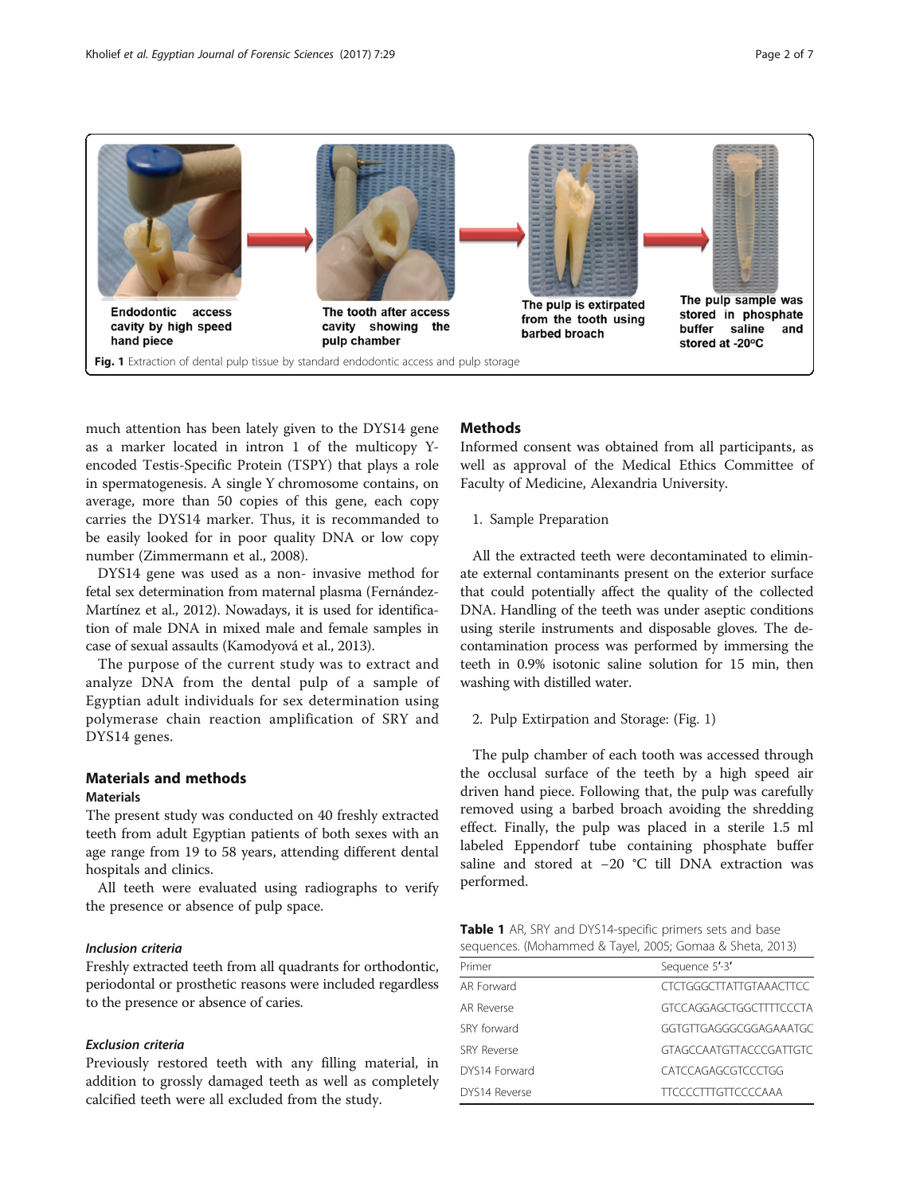Endodontic access cavity by high speed hand piece

The tooth after access cavity showing the pulp chamber

The pulp is extirpated from the tooth using barbed broach

The pulp sample was stored in phosphate buffer saline and stored at -20°C

**Fig. 1** Extraction of dental pulp tissue by standard endodontic access and pulp storage

much attention has been lately given to the DYS14 gene as a marker located in intron 1 of the multicopy Y-encoded Testis-Specific Protein (TSPY) that plays a role in spermatogenesis. A single Y chromosome contains, on average, more than 50 copies of this gene, each copy carries the DYS14 marker. Thus, it is recommanded to be easily looked for in poor quality DNA or low copy number (Zimmermann et al., 2008).

DYS14 gene was used as a non- invasive method for fetal sex determination from maternal plasma (Fernández-Martínez et al., 2012). Nowadays, it is used for identification of male DNA in mixed male and female samples in case of sexual assaults (Kamodyová et al., 2013).

The purpose of the current study was to extract and analyze DNA from the dental pulp of a sample of Egyptian adult individuals for sex determination using polymerase chain reaction amplification of SRY and DYS14 genes.

## Materials and methods

### Materials

The present study was conducted on 40 freshly extracted teeth from adult Egyptian patients of both sexes with an age range from 19 to 58 years, attending different dental hospitals and clinics.

All teeth were evaluated using radiographs to verify the presence or absence of pulp space.

#### *Inclusion criteria*

Freshly extracted teeth from all quadrants for orthodontic, periodontal or prosthetic reasons were included regardless to the presence or absence of caries.

#### *Exclusion criteria*

Previously restored teeth with any filling material, in addition to grossly damaged teeth as well as completely calcified teeth were all excluded from the study.

## Methods

Informed consent was obtained from all participants, as well as approval of the Medical Ethics Committee of Faculty of Medicine, Alexandria University.

1. Sample Preparation

All the extracted teeth were decontaminated to eliminate external contaminants present on the exterior surface that could potentially affect the quality of the collected DNA. Handling of the teeth was under aseptic conditions using sterile instruments and disposable gloves. The decontamination process was performed by immersing the teeth in 0.9% isotonic saline solution for 15 min, then washing with distilled water.

2. Pulp Extirpation and Storage: (Fig. 1)

The pulp chamber of each tooth was accessed through the occlusal surface of the teeth by a high speed air driven hand piece. Following that, the pulp was carefully removed using a barbed broach avoiding the shredding effect. Finally, the pulp was placed in a sterile 1.5 ml labeled Eppendorf tube containing phosphate buffer saline and stored at −20 °C till DNA extraction was performed.

**Table 1** AR, SRY and DYS14-specific primers sets and base sequences. (Mohammed & Tayel, 2005; Gomaa & Sheta, 2013)

| Primer | Sequence 5′-3′ |
| --- | --- |
| AR Forward | CTCTGGGCTTATTGTAAACTTCC |
| AR Reverse | GTCCAGGAGCTGGCTTTTCCCTA |
| SRY forward | GGTGTTGAGGGCGGAGAAATGC |
| SRY Reverse | GTAGCCAATGTTACCCGATTGTC |
| DYS14 Forward | CATCCAGAGCGTCCCTGG |
| DYS14 Reverse | TTCCCCTTTGTTCCCCAAA |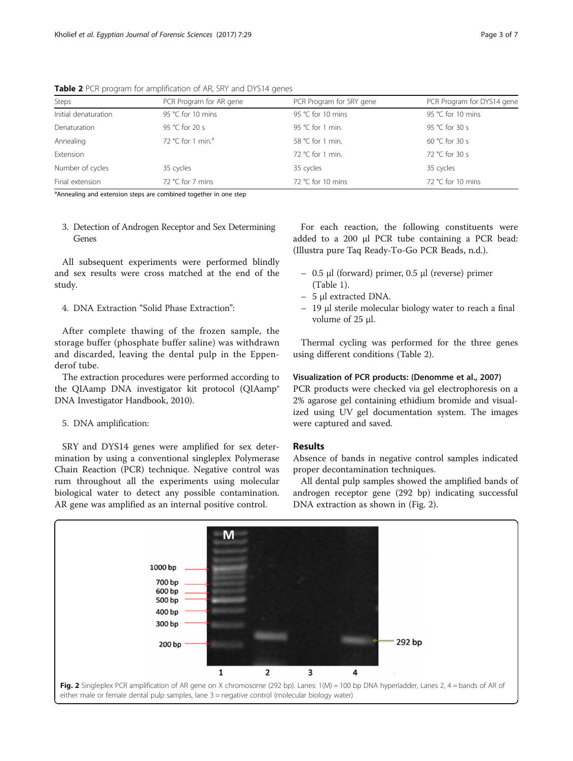**Table 2** PCR program for amplification of AR, SRY and DYS14 genes

| Steps | PCR Program for AR gene | PCR Program for SRY gene | PCR Program for DYS14 gene |
|---|---|---|---|
| Initial denaturation | 95 °C for 10 mins | 95 °C for 10 mins | 95 °C for 10 mins |
| Denaturation | 95 °C for 20 s | 95 °C for 1 min. | 95 °C for 30 s |
| Annealing | 72 °C for 1 min.[a] | 58 °C for 1 min. | 60 °C for 30 s |
| Extension | | 72 °C for 1 min. | 72 °C for 30 s |
| Number of cycles | 35 cycles | 35 cycles | 35 cycles |
| Final extension | 72 °C for 7 mins | 72 °C for 10 mins | 72 °C for 10 mins |

[a]Annealing and extension steps are combined together in one step

3. Detection of Androgen Receptor and Sex Determining Genes

All subsequent experiments were performed blindly and sex results were cross matched at the end of the study.

4. DNA Extraction "Solid Phase Extraction":

After complete thawing of the frozen sample, the storage buffer (phosphate buffer saline) was withdrawn and discarded, leaving the dental pulp in the Eppenderof tube.

The extraction procedures were performed according to the QIAamp DNA investigator kit protocol (QIAamp® DNA Investigator Handbook, 2010).

5. DNA amplification:

SRY and DYS14 genes were amplified for sex determination by using a conventional singleplex Polymerase Chain Reaction (PCR) technique. Negative control was rum throughout all the experiments using molecular biological water to detect any possible contamination. AR gene was amplified as an internal positive control.

For each reaction, the following constituents were added to a 200 μl PCR tube containing a PCR bead: (Illustra pure Taq Ready-To-Go PCR Beads, n.d.).

- 0.5 μl (forward) primer, 0.5 μl (reverse) primer (Table 1).
- 5 μl extracted DNA.
- 19 μl sterile molecular biology water to reach a final volume of 25 μl.

Thermal cycling was performed for the three genes using different conditions (Table 2).

### Visualization of PCR products: (Denomme et al., 2007)

PCR products were checked via gel electrophoresis on a 2% agarose gel containing ethidium bromide and visualized using UV gel documentation system. The images were captured and saved.

## Results

Absence of bands in negative control samples indicated proper decontamination techniques.

All dental pulp samples showed the amplified bands of androgen receptor gene (292 bp) indicating successful DNA extraction as shown in (Fig. 2).

**Fig. 2** Singleplex PCR amplification of AR gene on X chromosome (292 bp). Lanes: 1(M) = 100 bp DNA hyperladder, Lanes 2, 4 = bands of AR of either male or female dental pulp samples, lane 3 = negative control (molecular biology water)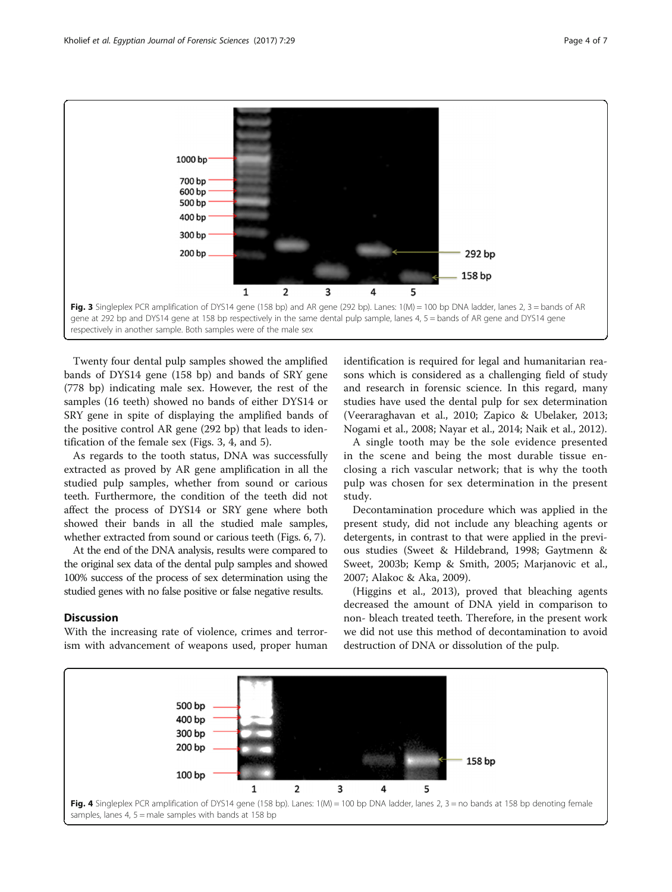Fig. 3 Singleplex PCR amplification of DYS14 gene (158 bp) and AR gene (292 bp). Lanes: 1(M) = 100 bp DNA ladder, lanes 2, 3 = bands of AR gene at 292 bp and DYS14 gene at 158 bp respectively in the same dental pulp sample, lanes 4, 5 = bands of AR gene and DYS14 gene respectively in another sample. Both samples were of the male sex

Twenty four dental pulp samples showed the amplified bands of DYS14 gene (158 bp) and bands of SRY gene (778 bp) indicating male sex. However, the rest of the samples (16 teeth) showed no bands of either DYS14 or SRY gene in spite of displaying the amplified bands of the positive control AR gene (292 bp) that leads to identification of the female sex (Figs. 3, 4, and 5).

As regards to the tooth status, DNA was successfully extracted as proved by AR gene amplification in all the studied pulp samples, whether from sound or carious teeth. Furthermore, the condition of the teeth did not affect the process of DYS14 or SRY gene where both showed their bands in all the studied male samples, whether extracted from sound or carious teeth (Figs. 6, 7).

At the end of the DNA analysis, results were compared to the original sex data of the dental pulp samples and showed 100% success of the process of sex determination using the studied genes with no false positive or false negative results.

## Discussion

With the increasing rate of violence, crimes and terrorism with advancement of weapons used, proper human identification is required for legal and humanitarian reasons which is considered as a challenging field of study and research in forensic science. In this regard, many studies have used the dental pulp for sex determination (Veeraraghavan et al., 2010; Zapico & Ubelaker, 2013; Nogami et al., 2008; Nayar et al., 2014; Naik et al., 2012).

A single tooth may be the sole evidence presented in the scene and being the most durable tissue enclosing a rich vascular network; that is why the tooth pulp was chosen for sex determination in the present study.

Decontamination procedure which was applied in the present study, did not include any bleaching agents or detergents, in contrast to that were applied in the previous studies (Sweet & Hildebrand, 1998; Gaytmenn & Sweet, 2003b; Kemp & Smith, 2005; Marjanovic et al., 2007; Alakoc & Aka, 2009).

(Higgins et al., 2013), proved that bleaching agents decreased the amount of DNA yield in comparison to non- bleach treated teeth. Therefore, in the present work we did not use this method of decontamination to avoid destruction of DNA or dissolution of the pulp.

Fig. 4 Singleplex PCR amplification of DYS14 gene (158 bp). Lanes: 1(M) = 100 bp DNA ladder, lanes 2, 3 = no bands at 158 bp denoting female samples, lanes 4, 5 = male samples with bands at 158 bp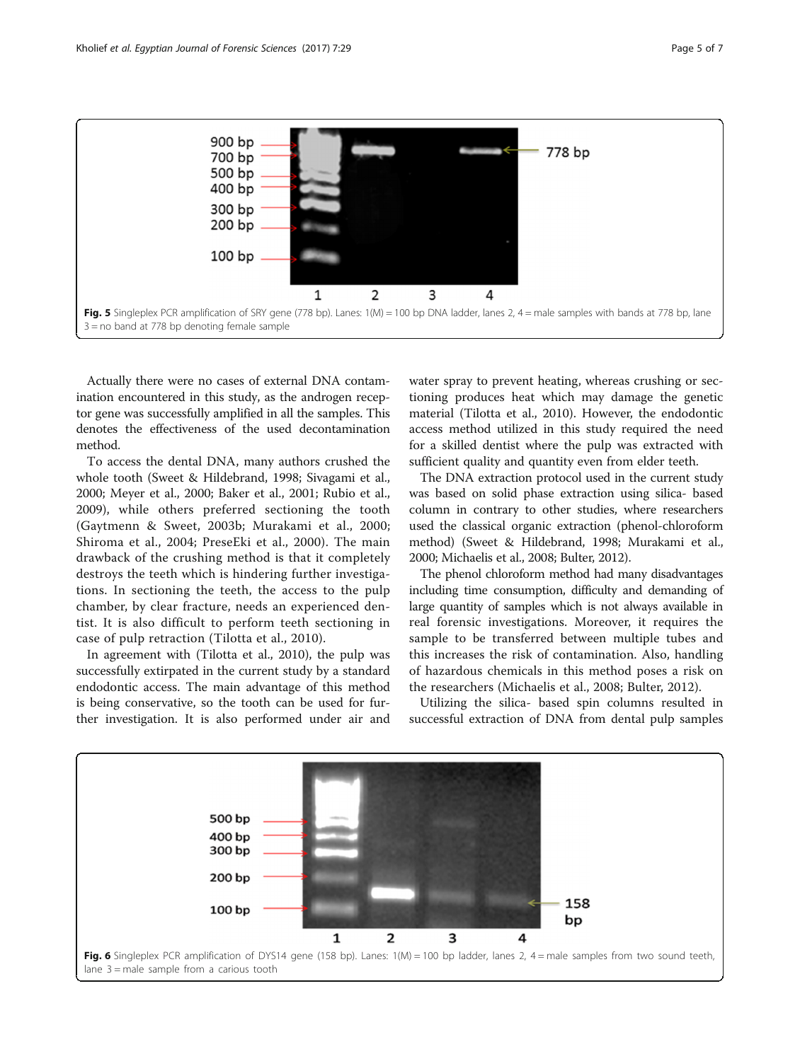Fig. 5 Singleplex PCR amplification of SRY gene (778 bp). Lanes: 1(M) = 100 bp DNA ladder, lanes 2, 4 = male samples with bands at 778 bp, lane 3 = no band at 778 bp denoting female sample

Actually there were no cases of external DNA contamination encountered in this study, as the androgen receptor gene was successfully amplified in all the samples. This denotes the effectiveness of the used decontamination method.

To access the dental DNA, many authors crushed the whole tooth (Sweet & Hildebrand, 1998; Sivagami et al., 2000; Meyer et al., 2000; Baker et al., 2001; Rubio et al., 2009), while others preferred sectioning the tooth (Gaytmenn & Sweet, 2003b; Murakami et al., 2000; Shiroma et al., 2004; PreseEki et al., 2000). The main drawback of the crushing method is that it completely destroys the teeth which is hindering further investigations. In sectioning the teeth, the access to the pulp chamber, by clear fracture, needs an experienced dentist. It is also difficult to perform teeth sectioning in case of pulp retraction (Tilotta et al., 2010).

In agreement with (Tilotta et al., 2010), the pulp was successfully extirpated in the current study by a standard endodontic access. The main advantage of this method is being conservative, so the tooth can be used for further investigation. It is also performed under air and water spray to prevent heating, whereas crushing or sectioning produces heat which may damage the genetic material (Tilotta et al., 2010). However, the endodontic access method utilized in this study required the need for a skilled dentist where the pulp was extracted with sufficient quality and quantity even from elder teeth.

The DNA extraction protocol used in the current study was based on solid phase extraction using silica- based column in contrary to other studies, where researchers used the classical organic extraction (phenol-chloroform method) (Sweet & Hildebrand, 1998; Murakami et al., 2000; Michaelis et al., 2008; Bulter, 2012).

The phenol chloroform method had many disadvantages including time consumption, difficulty and demanding of large quantity of samples which is not always available in real forensic investigations. Moreover, it requires the sample to be transferred between multiple tubes and this increases the risk of contamination. Also, handling of hazardous chemicals in this method poses a risk on the researchers (Michaelis et al., 2008; Bulter, 2012).

Utilizing the silica- based spin columns resulted in successful extraction of DNA from dental pulp samples

Fig. 6 Singleplex PCR amplification of DYS14 gene (158 bp). Lanes: 1(M) = 100 bp ladder, lanes 2, 4 = male samples from two sound teeth, lane 3 = male sample from a carious tooth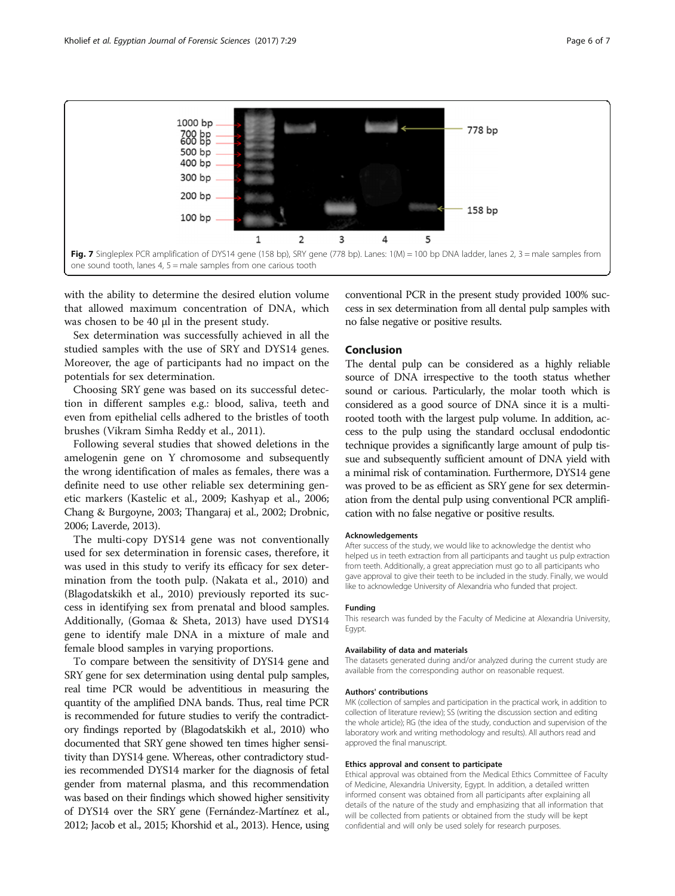Fig. 7 Singleplex PCR amplification of DYS14 gene (158 bp), SRY gene (778 bp). Lanes: 1(M) = 100 bp DNA ladder, lanes 2, 3 = male samples from one sound tooth, lanes 4, 5 = male samples from one carious tooth

with the ability to determine the desired elution volume that allowed maximum concentration of DNA, which was chosen to be 40 μl in the present study.

Sex determination was successfully achieved in all the studied samples with the use of SRY and DYS14 genes. Moreover, the age of participants had no impact on the potentials for sex determination.

Choosing SRY gene was based on its successful detection in different samples e.g.: blood, saliva, teeth and even from epithelial cells adhered to the bristles of tooth brushes (Vikram Simha Reddy et al., 2011).

Following several studies that showed deletions in the amelogenin gene on Y chromosome and subsequently the wrong identification of males as females, there was a definite need to use other reliable sex determining genetic markers (Kastelic et al., 2009; Kashyap et al., 2006; Chang & Burgoyne, 2003; Thangaraj et al., 2002; Drobnic, 2006; Laverde, 2013).

The multi-copy DYS14 gene was not conventionally used for sex determination in forensic cases, therefore, it was used in this study to verify its efficacy for sex determination from the tooth pulp. (Nakata et al., 2010) and (Blagodatskikh et al., 2010) previously reported its success in identifying sex from prenatal and blood samples. Additionally, (Gomaa & Sheta, 2013) have used DYS14 gene to identify male DNA in a mixture of male and female blood samples in varying proportions.

To compare between the sensitivity of DYS14 gene and SRY gene for sex determination using dental pulp samples, real time PCR would be adventitious in measuring the quantity of the amplified DNA bands. Thus, real time PCR is recommended for future studies to verify the contradictory findings reported by (Blagodatskikh et al., 2010) who documented that SRY gene showed ten times higher sensitivity than DYS14 gene. Whereas, other contradictory studies recommended DYS14 marker for the diagnosis of fetal gender from maternal plasma, and this recommendation was based on their findings which showed higher sensitivity of DYS14 over the SRY gene (Fernández-Martínez et al., 2012; Jacob et al., 2015; Khorshid et al., 2013). Hence, using conventional PCR in the present study provided 100% success in sex determination from all dental pulp samples with no false negative or positive results.

## Conclusion

The dental pulp can be considered as a highly reliable source of DNA irrespective to the tooth status whether sound or carious. Particularly, the molar tooth which is considered as a good source of DNA since it is a multi-rooted tooth with the largest pulp volume. In addition, access to the pulp using the standard occlusal endodontic technique provides a significantly large amount of pulp tissue and subsequently sufficient amount of DNA yield with a minimal risk of contamination. Furthermore, DYS14 gene was proved to be as efficient as SRY gene for sex determination from the dental pulp using conventional PCR amplification with no false negative or positive results.

### Acknowledgements

After success of the study, we would like to acknowledge the dentist who helped us in teeth extraction from all participants and taught us pulp extraction from teeth. Additionally, a great appreciation must go to all participants who gave approval to give their teeth to be included in the study. Finally, we would like to acknowledge University of Alexandria who funded that project.

### Funding

This research was funded by the Faculty of Medicine at Alexandria University, Egypt.

### Availability of data and materials

The datasets generated during and/or analyzed during the current study are available from the corresponding author on reasonable request.

### Authors' contributions

MK (collection of samples and participation in the practical work, in addition to collection of literature review); SS (writing the discussion section and editing the whole article); RG (the idea of the study, conduction and supervision of the laboratory work and writing methodology and results). All authors read and approved the final manuscript.

### Ethics approval and consent to participate

Ethical approval was obtained from the Medical Ethics Committee of Faculty of Medicine, Alexandria University, Egypt. In addition, a detailed written informed consent was obtained from all participants after explaining all details of the nature of the study and emphasizing that all information that will be collected from patients or obtained from the study will be kept confidential and will only be used solely for research purposes.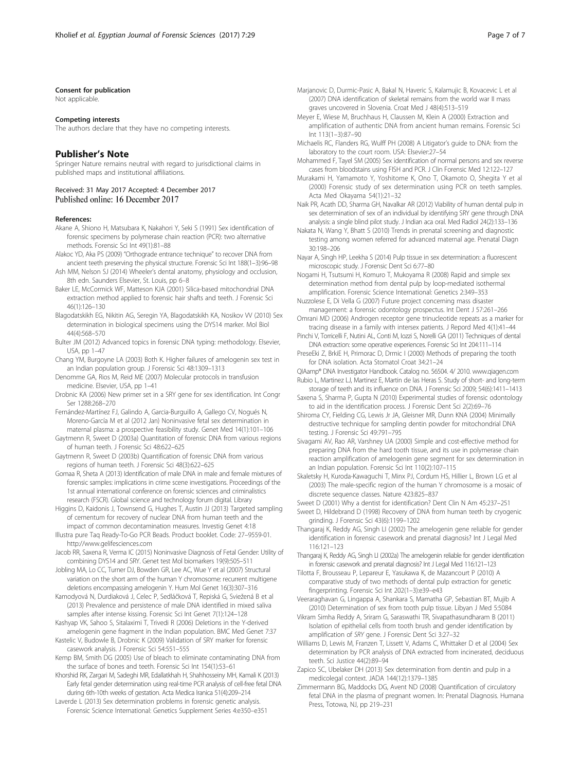#### Consent for publication

Not applicable.

#### Competing interests

The authors declare that they have no competing interests.

## Publisher's Note

Springer Nature remains neutral with regard to jurisdictional claims in published maps and institutional affiliations.

Received: 31 May 2017 Accepted: 4 December 2017
Published online: 16 December 2017

#### References:

Akane A, Shiono H, Matsubara K, Nakahori Y, Seki S (1991) Sex identification of forensic specimens by polymerase chain reaction (PCR): two alternative methods. Forensic Sci Int 49(1):81–88

Alakoc YD, Aka PS (2009) "Orthograde entrance technique" to recover DNA from ancient teeth preserving the physical structure. Forensic Sci Int 188(1–3):96–98

Ash MM, Nelson SJ (2014) Wheeler's dental anatomy, physiology and occlusion, 8th edn. Saunders Elsevier, St. Louis, pp 6–8

Baker LE, McCormick WF, Matteson KJA (2001) Silica-based mitochondrial DNA extraction method applied to forensic hair shafts and teeth. J Forensic Sci 46(1):126–130

Blagodatskikh EG, Nikitin AG, Seregin YA, Blagodatskikh KA, Nosikov VV (2010) Sex determination in biological specimens using the DYS14 marker. Mol Biol 44(4):568–570

Bulter JM (2012) Advanced topics in forensic DNA typing: methodology. Elsevier, USA, pp 1–47

Chang YM, Burgoyne LA (2003) Both K. Higher failures of amelogenin sex test in an Indian population group. J Forensic Sci 48:1309–1313

Denomme GA, Rios M, Reid ME (2007) Molecular protocols in transfusion medicine. Elsevier, USA, pp 1–41

Drobnic KA (2006) New primer set in a SRY gene for sex identification. Int Congr Ser 1288:268–270

Fernández-Martínez FJ, Galindo A, Garcia-Burguillo A, Gallego CV, Nogués N, Moreno-García M et al (2012 Jan) Noninvasive fetal sex determination in maternal plasma: a prospective feasibility study. Genet Med 14(1):101–106

Gaytmenn R, Sweet D (2003a) Quantitation of forensic DNA from various regions of human teeth. J Forensic Sci 48:622–625

Gaytmenn R, Sweet D (2003b) Quantification of forensic DNA from various regions of human teeth. J Forensic Sci 48(3):622–625

Gomaa R, Sheta A (2013) Identification of male DNA in male and female mixtures of forensic samples: implications in crime scene investigations. Proceedings of the 1st annual international conference on forensic sciences and criminalistics research (FSCR). Global science and technology forum digital. Library

Higgins D, Kaidonis J, Townsend G, Hughes T, Austin JJ (2013) Targeted sampling of cementum for recovery of nuclear DNA from human teeth and the impact of common decontamination measures. Investig Genet 4:18

Illustra pure Taq Ready-To-Go PCR Beads. Product booklet. Code: 27–9559-01. http://www.gelifesciences.com

Jacob RR, Saxena R, Verma IC (2015) Noninvasive Diagnosis of Fetal Gender: Utility of combining DYS14 and SRY. Genet test Mol biomarkers 19(9):505–511

Jobling MA, Lo CC, Turner DJ, Bowden GR, Lee AC, Wue Y et al (2007) Structural variation on the short arm of the human Y chromosome: recurrent multigene deletions encompassing amelogenin Y. Hum Mol Genet 16(3):307–316

Kamodyová N, Durdiaková J, Celec P, Sedláčková T, Repiská G, Sviežená B et al (2013) Prevalence and persistence of male DNA identified in mixed saliva samples after intense kissing. Forensic Sci Int Genet 7(1):124–128

Kashyap VK, Sahoo S, Sitalaximi T, Trivedi R (2006) Deletions in the Y-derived amelogenin gene fragment in the Indian population. BMC Med Genet 7:37

Kastelic V, Budowle B, Drobnic K (2009) Validation of SRY marker for forensic casework analysis. J Forensic Sci 54:551–555

Kemp BM, Smith DG (2005) Use of bleach to eliminate contaminating DNA from the surface of bones and teeth. Forensic Sci Int 154(1):53–61

Khorshid RK, Zargari M, Sadeghi MR, Edallatkhah H, Shahhosseiny MH, Kamali K (2013) Early fetal gender determination using real-time PCR analysis of cell-free fetal DNA during 6th-10th weeks of gestation. Acta Medica Iranica 51(4):209–214

Laverde L (2013) Sex determination problems in forensic genetic analysis. Forensic Science International: Genetics Supplement Series 4:e350–e351

Marjanovic D, Durmic-Pasic A, Bakal N, Haveric S, Kalamujic B, Kovacevic L et al (2007) DNA identification of skeletal remains from the world war II mass graves uncovered in Slovenia. Croat Med J 48(4):513–519

Meyer E, Wiese M, Bruchhaus H, Claussen M, Klein A (2000) Extraction and amplification of authentic DNA from ancient human remains. Forensic Sci Int 113(1–3):87–90

Michaelis RC, Flanders RG, Wulff PH (2008) A Litigator's guide to DNA: from the laboratory to the court room. USA: Elsevier:27–54

Mohammed F, Tayel SM (2005) Sex identification of normal persons and sex reverse cases from bloodstains using FISH and PCR. J Clin Forensic Med 12:122–127

Murakami H, Yamamoto Y, Yoshitome K, Ono T, Okamoto O, Shegita Y et al (2000) Forensic study of sex determination using PCR on teeth samples. Acta Med Okayama 54(1):21–32

Naik PR, Acath DD, Sharma GH, Navalkar AR (2012) Viability of human dental pulp in sex determination of sex of an individual by identifying SRY gene through DNA analysis: a single blind pilot study. J Indian aca oral. Med Radiol 24(2):133–136

Nakata N, Wang Y, Bhatt S (2010) Trends in prenatal screening and diagnostic testing among women referred for advanced maternal age. Prenatal Diagn 30:198–206

Nayar A, Singh HP, Leekha S (2014) Pulp tissue in sex determination: a fluorescent microscopic study. J Forensic Dent Sci 6:77–80

Nogami H, Tsutsumi H, Komuro T, Mukoyama R (2008) Rapid and simple sex determination method from dental pulp by loop-mediated isothermal amplification. Forensic Science International: Genetics 2:349–353

Nuzzolese E, Di Vella G (2007) Future project concerning mass disaster management: a forensic odontology prospectus. Int Dent J 57:261–266

Omrani MD (2006) Androgen receptor gene trinucleotide repeats as a marker for tracing disease in a family with intersex patients. J Repord Med 4(1):41–44

Pinchi V, Torricelli F, Nutini AL, Conti M, Iozzi S, Norelli GA (2011) Techniques of dental DNA extraction: some operative experiences. Forensic Sci Int 204:111–114

PreseEki Z, BrkiE H, Primorac D, Drmic I (2000) Methods of preparing the tooth for DNA isolation. Acta Stomatol Croat 34:21–24

QIAamp® DNA Investigator Handbook. Catalog no. 56504. 4/ 2010. www.qiagen.com

Rubio L, Martinez LJ, Martinez E, Martin de las Heras S. Study of short- and long-term storage of teeth and its influence on DNA. J Forensic Sci 2009; 54(6):1411–1413

Saxena S, Sharma P, Gupta N (2010) Experimental studies of forensic odontology to aid in the identification process. J Forensic Dent Sci 2(2):69–76

Shiroma CY, Fielding CG, Lewis Jr JA, Gleisner MR, Dunn KNA (2004) Minimally destructive technique for sampling dentin powder for mitochondrial DNA testing. J Forensic Sci 49:791–795

Sivagami AV, Rao AR, Varshney UA (2000) Simple and cost-effective method for preparing DNA from the hard tooth tissue, and its use in polymerase chain reaction amplification of amelogenin gene segment for sex determination in an Indian population. Forensic Sci Int 110(2):107–115

Skaletsky H, Kuroda-Kawaguchi T, Minx PJ, Cordum HS, Hillier L, Brown LG et al (2003) The male-specific region of the human Y chromosome is a mosaic of discrete sequence classes. Nature 423:825–837

Sweet D (2001) Why a dentist for identification? Dent Clin N Am 45:237–251

Sweet D, Hildebrand D (1998) Recovery of DNA from human teeth by cryogenic grinding. J Forensic Sci 43(6):1199–1202

Thangaraj K, Reddy AG, Singh LI (2002) The amelogenin gene reliable for gender identification in forensic casework and prenatal diagnosis? Int J Legal Med 116:121–123

Thangaraj K, Reddy AG, Singh LI (2002a) The amelogenin reliable for gender identification in forensic casework and prenatal diagnosis? Int J Legal Med 116:121–123

Tilotta F, Brousseau P, Lepareur E, Yasukawa K, de Mazancourt P (2010) A comparative study of two methods of dental pulp extraction for genetic fingerprinting. Forensic Sci Int 202(1–3):e39–e43

Veeraraghavan G, Lingappa A, Shankara S, Mamatha GP, Sebastian BT, Mujib A (2010) Determination of sex from tooth pulp tissue. Libyan J Med 5:5084

Vikram Simha Reddy A, Sriram G, Saraswathi TR, Sivapathasundharam B (2011) Isolation of epithelial cells from tooth brush and gender identification by amplification of *SRY* gene. J Forensic Dent Sci 3:27–32

Williams D, Lewis M, Franzen T, Lissett V, Adams C, Whittaker D et al (2004) Sex determination by PCR analysis of DNA extracted from incinerated, deciduous teeth. Sci Justice 44(2):89–94

Zapico SC, Ubelaker DH (2013) Sex determination from dentin and pulp in a medicolegal context. JADA 144(12):1379–1385

Zimmermann BG, Maddocks DG, Avent ND (2008) Quantification of circulatory fetal DNA in the plasma of pregnant women. In: Prenatal Diagnosis. Humana Press, Totowa, NJ, pp 219–231